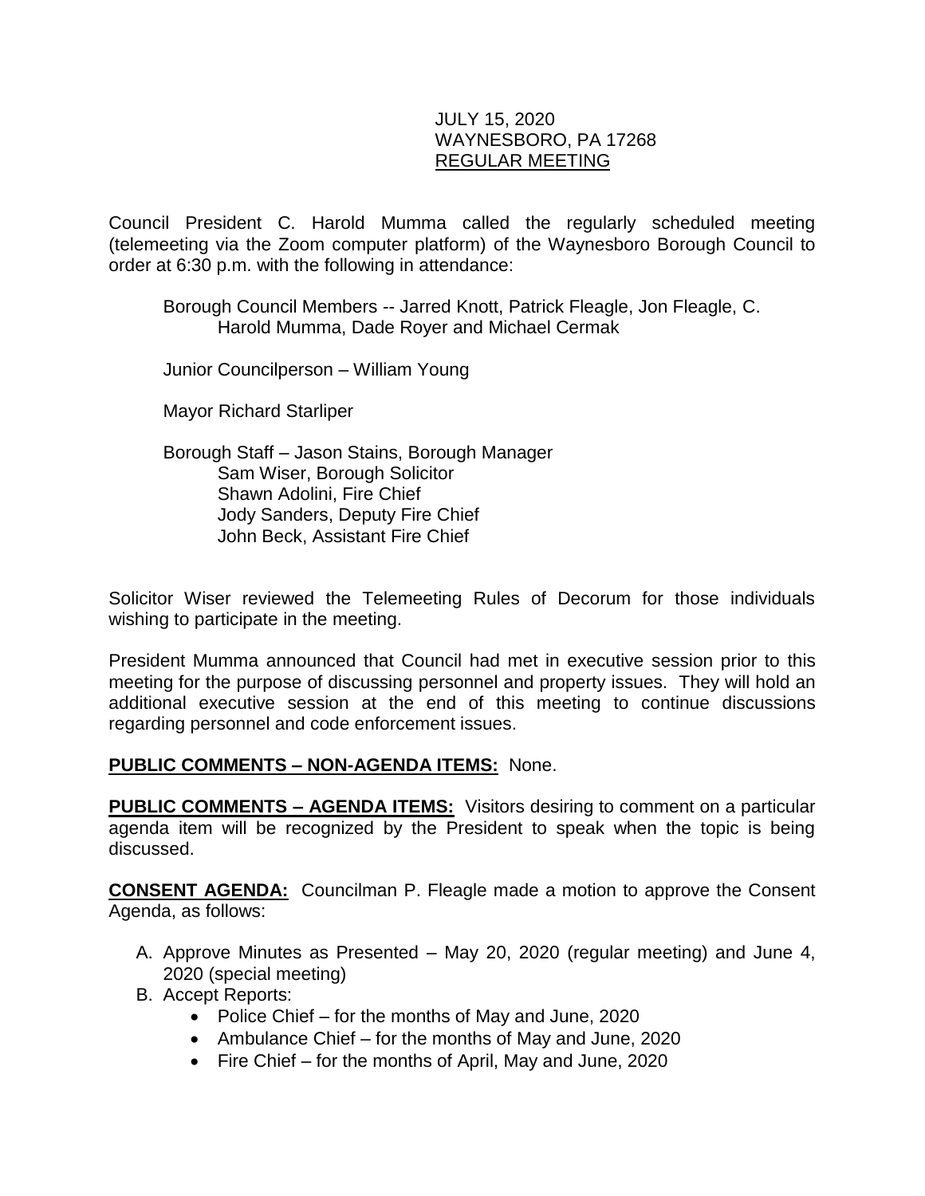JULY 15, 2020
WAYNESBORO, PA 17268
REGULAR MEETING

Council President C. Harold Mumma called the regularly scheduled meeting (telemeeting via the Zoom computer platform) of the Waynesboro Borough Council to order at 6:30 p.m. with the following in attendance:

Borough Council Members -- Jarred Knott, Patrick Fleagle, Jon Fleagle, C. Harold Mumma, Dade Royer and Michael Cermak

Junior Councilperson – William Young

Mayor Richard Starliper

Borough Staff – Jason Stains, Borough Manager
Sam Wiser, Borough Solicitor
Shawn Adolini, Fire Chief
Jody Sanders, Deputy Fire Chief
John Beck, Assistant Fire Chief

Solicitor Wiser reviewed the Telemeeting Rules of Decorum for those individuals wishing to participate in the meeting.

President Mumma announced that Council had met in executive session prior to this meeting for the purpose of discussing personnel and property issues. They will hold an additional executive session at the end of this meeting to continue discussions regarding personnel and code enforcement issues.

**PUBLIC COMMENTS – NON-AGENDA ITEMS:** None.

**PUBLIC COMMENTS – AGENDA ITEMS:** Visitors desiring to comment on a particular agenda item will be recognized by the President to speak when the topic is being discussed.

**CONSENT AGENDA:** Councilman P. Fleagle made a motion to approve the Consent Agenda, as follows:

A. Approve Minutes as Presented – May 20, 2020 (regular meeting) and June 4, 2020 (special meeting)
B. Accept Reports:
   - Police Chief – for the months of May and June, 2020
   - Ambulance Chief – for the months of May and June, 2020
   - Fire Chief – for the months of April, May and June, 2020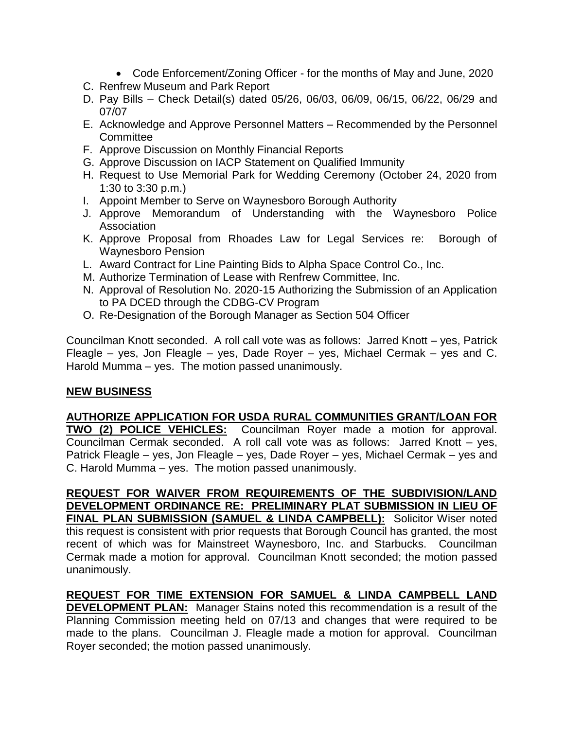- Code Enforcement/Zoning Officer - for the months of May and June, 2020

C. Renfrew Museum and Park Report
D. Pay Bills – Check Detail(s) dated 05/26, 06/03, 06/09, 06/15, 06/22, 06/29 and 07/07
E. Acknowledge and Approve Personnel Matters – Recommended by the Personnel Committee
F. Approve Discussion on Monthly Financial Reports
G. Approve Discussion on IACP Statement on Qualified Immunity
H. Request to Use Memorial Park for Wedding Ceremony (October 24, 2020 from 1:30 to 3:30 p.m.)
I. Appoint Member to Serve on Waynesboro Borough Authority
J. Approve Memorandum of Understanding with the Waynesboro Police Association
K. Approve Proposal from Rhoades Law for Legal Services re: Borough of Waynesboro Pension
L. Award Contract for Line Painting Bids to Alpha Space Control Co., Inc.
M. Authorize Termination of Lease with Renfrew Committee, Inc.
N. Approval of Resolution No. 2020-15 Authorizing the Submission of an Application to PA DCED through the CDBG-CV Program
O. Re-Designation of the Borough Manager as Section 504 Officer

Councilman Knott seconded. A roll call vote was as follows: Jarred Knott – yes, Patrick Fleagle – yes, Jon Fleagle – yes, Dade Royer – yes, Michael Cermak – yes and C. Harold Mumma – yes. The motion passed unanimously.

## NEW BUSINESS

**AUTHORIZE APPLICATION FOR USDA RURAL COMMUNITIES GRANT/LOAN FOR TWO (2) POLICE VEHICLES:** Councilman Royer made a motion for approval. Councilman Cermak seconded. A roll call vote was as follows: Jarred Knott – yes, Patrick Fleagle – yes, Jon Fleagle – yes, Dade Royer – yes, Michael Cermak – yes and C. Harold Mumma – yes. The motion passed unanimously.

**REQUEST FOR WAIVER FROM REQUIREMENTS OF THE SUBDIVISION/LAND DEVELOPMENT ORDINANCE RE: PRELIMINARY PLAT SUBMISSION IN LIEU OF FINAL PLAN SUBMISSION (SAMUEL & LINDA CAMPBELL):** Solicitor Wiser noted this request is consistent with prior requests that Borough Council has granted, the most recent of which was for Mainstreet Waynesboro, Inc. and Starbucks. Councilman Cermak made a motion for approval. Councilman Knott seconded; the motion passed unanimously.

**REQUEST FOR TIME EXTENSION FOR SAMUEL & LINDA CAMPBELL LAND DEVELOPMENT PLAN:** Manager Stains noted this recommendation is a result of the Planning Commission meeting held on 07/13 and changes that were required to be made to the plans. Councilman J. Fleagle made a motion for approval. Councilman Royer seconded; the motion passed unanimously.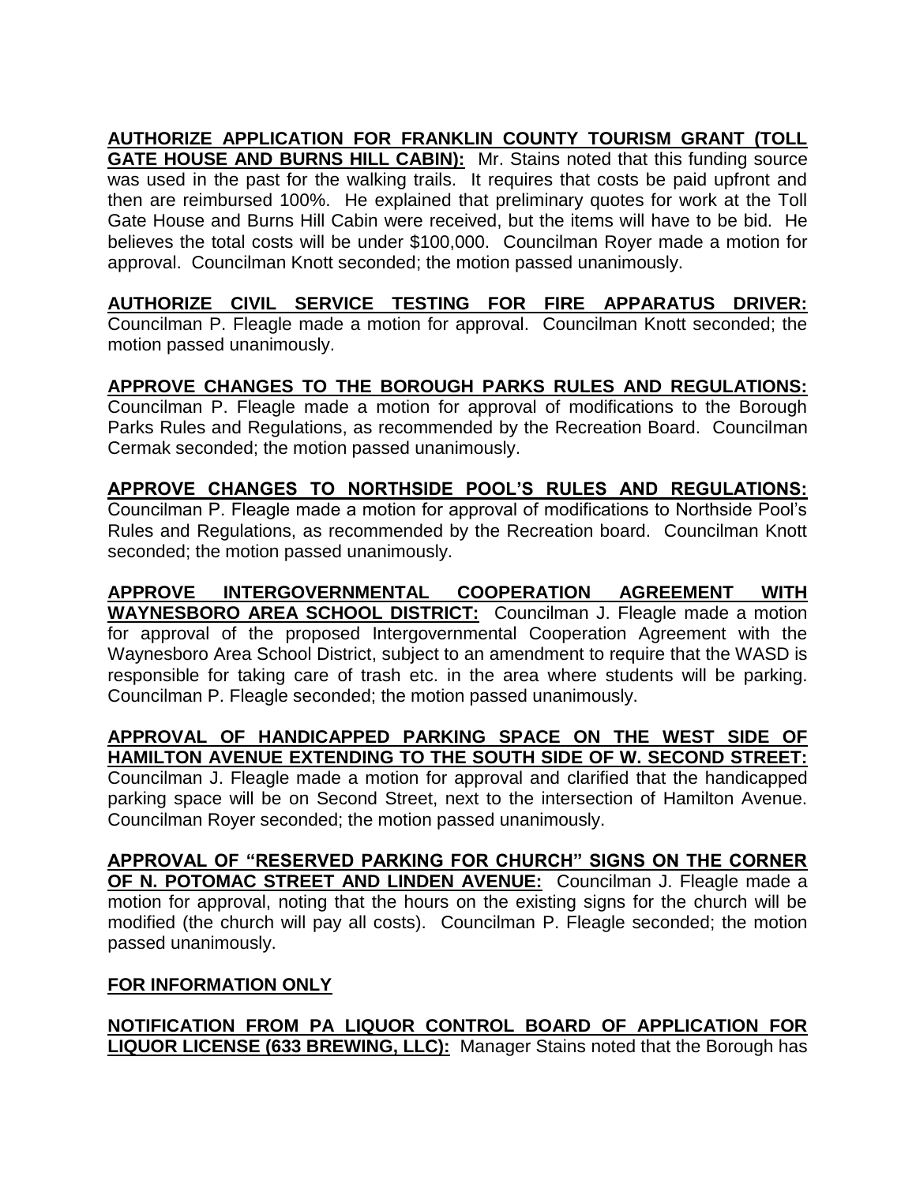**AUTHORIZE APPLICATION FOR FRANKLIN COUNTY TOURISM GRANT (TOLL GATE HOUSE AND BURNS HILL CABIN):** Mr. Stains noted that this funding source was used in the past for the walking trails. It requires that costs be paid upfront and then are reimbursed 100%. He explained that preliminary quotes for work at the Toll Gate House and Burns Hill Cabin were received, but the items will have to be bid. He believes the total costs will be under $100,000. Councilman Royer made a motion for approval. Councilman Knott seconded; the motion passed unanimously.

**AUTHORIZE CIVIL SERVICE TESTING FOR FIRE APPARATUS DRIVER:** Councilman P. Fleagle made a motion for approval. Councilman Knott seconded; the motion passed unanimously.

**APPROVE CHANGES TO THE BOROUGH PARKS RULES AND REGULATIONS:** Councilman P. Fleagle made a motion for approval of modifications to the Borough Parks Rules and Regulations, as recommended by the Recreation Board. Councilman Cermak seconded; the motion passed unanimously.

**APPROVE CHANGES TO NORTHSIDE POOL'S RULES AND REGULATIONS:** Councilman P. Fleagle made a motion for approval of modifications to Northside Pool's Rules and Regulations, as recommended by the Recreation board. Councilman Knott seconded; the motion passed unanimously.

**APPROVE INTERGOVERNMENTAL COOPERATION AGREEMENT WITH WAYNESBORO AREA SCHOOL DISTRICT:** Councilman J. Fleagle made a motion for approval of the proposed Intergovernmental Cooperation Agreement with the Waynesboro Area School District, subject to an amendment to require that the WASD is responsible for taking care of trash etc. in the area where students will be parking. Councilman P. Fleagle seconded; the motion passed unanimously.

**APPROVAL OF HANDICAPPED PARKING SPACE ON THE WEST SIDE OF HAMILTON AVENUE EXTENDING TO THE SOUTH SIDE OF W. SECOND STREET:** Councilman J. Fleagle made a motion for approval and clarified that the handicapped parking space will be on Second Street, next to the intersection of Hamilton Avenue. Councilman Royer seconded; the motion passed unanimously.

**APPROVAL OF "RESERVED PARKING FOR CHURCH" SIGNS ON THE CORNER OF N. POTOMAC STREET AND LINDEN AVENUE:** Councilman J. Fleagle made a motion for approval, noting that the hours on the existing signs for the church will be modified (the church will pay all costs). Councilman P. Fleagle seconded; the motion passed unanimously.

**FOR INFORMATION ONLY**

**NOTIFICATION FROM PA LIQUOR CONTROL BOARD OF APPLICATION FOR LIQUOR LICENSE (633 BREWING, LLC):** Manager Stains noted that the Borough has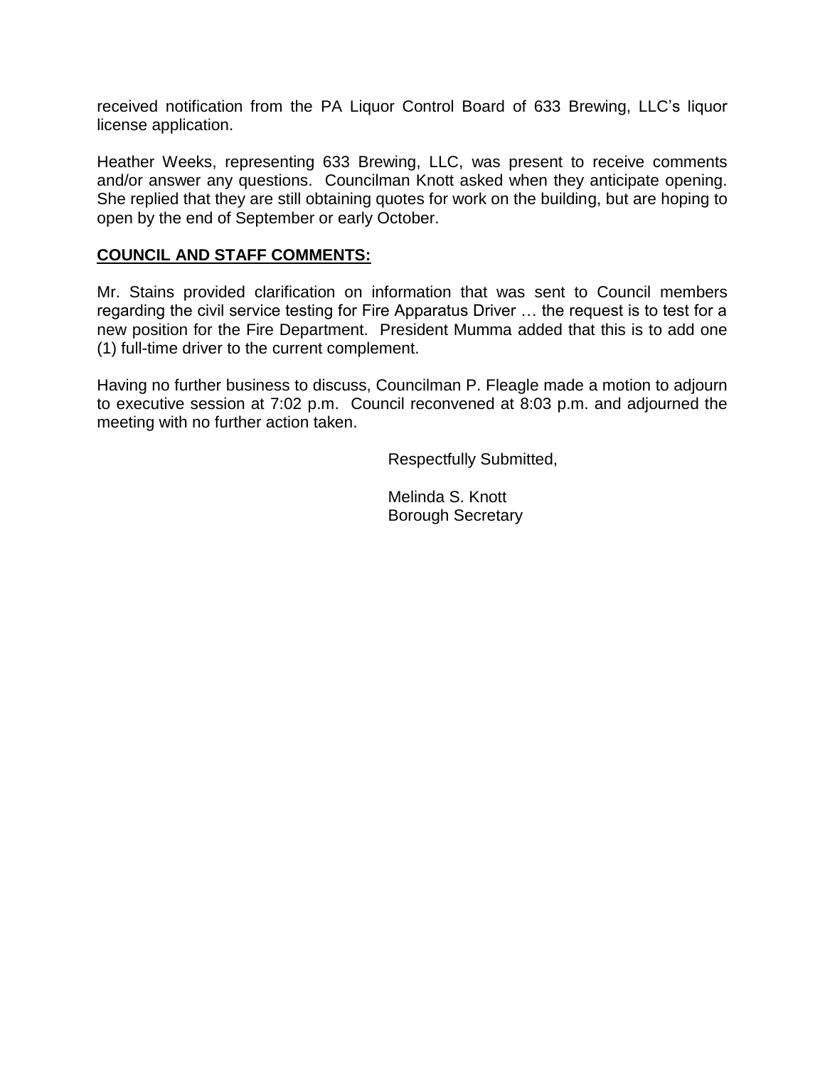received notification from the PA Liquor Control Board of 633 Brewing, LLC's liquor license application.

Heather Weeks, representing 633 Brewing, LLC, was present to receive comments and/or answer any questions. Councilman Knott asked when they anticipate opening. She replied that they are still obtaining quotes for work on the building, but are hoping to open by the end of September or early October.

**COUNCIL AND STAFF COMMENTS:**

Mr. Stains provided clarification on information that was sent to Council members regarding the civil service testing for Fire Apparatus Driver … the request is to test for a new position for the Fire Department. President Mumma added that this is to add one (1) full-time driver to the current complement.

Having no further business to discuss, Councilman P. Fleagle made a motion to adjourn to executive session at 7:02 p.m. Council reconvened at 8:03 p.m. and adjourned the meeting with no further action taken.

Respectfully Submitted,

Melinda S. Knott
Borough Secretary